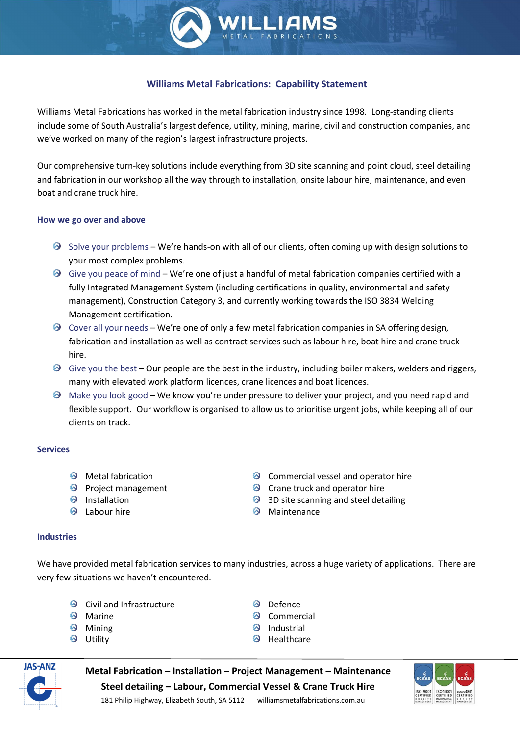# Williams Metal Fabrications: Capability Statement

Williams Metal Fabrications has worked in the metal fabrication industry since 1998. Long-standing clients include some of South Australia's largest defence, utility, mining, marine, civil and construction companies, and we've worked on many of the region's largest infrastructure projects.

Our comprehensive turn-key solutions include everything from 3D site scanning and point cloud, steel detailing and fabrication in our workshop all the way through to installation, onsite labour hire, maintenance, and even boat and crane truck hire.

## How we go over and above

- Solve your problems – We're hands-on with all of our clients, often coming up with design solutions to your most complex problems.
- Give you peace of mind – We're one of just a handful of metal fabrication companies certified with a fully Integrated Management System (including certifications in quality, environmental and safety management), Construction Category 3, and currently working towards the ISO 3834 Welding Management certification.
- Cover all your needs – We're one of only a few metal fabrication companies in SA offering design, fabrication and installation as well as contract services such as labour hire, boat hire and crane truck hire.
- Give you the best – Our people are the best in the industry, including boiler makers, welders and riggers, many with elevated work platform licences, crane licences and boat licences.
- Make you look good – We know you're under pressure to deliver your project, and you need rapid and flexible support. Our workflow is organised to allow us to prioritise urgent jobs, while keeping all of our clients on track.

## Services

- Metal fabrication
- Project management
- Installation
- Labour hire
- Commercial vessel and operator hire
- Crane truck and operator hire
- 3D site scanning and steel detailing
- Maintenance

## Industries

We have provided metal fabrication services to many industries, across a huge variety of applications. There are very few situations we haven't encountered.

- Civil and Infrastructure
- Marine
- Mining
- Utility
- Defence
- Commercial
- Industrial
- Healthcare

**Metal Fabrication – Installation – Project Management – Maintenance**

**Steel detailing – Labour, Commercial Vessel & Crane Truck Hire**

181 Philip Highway, Elizabeth South, SA 5112 williamsmetalfabrications.com.au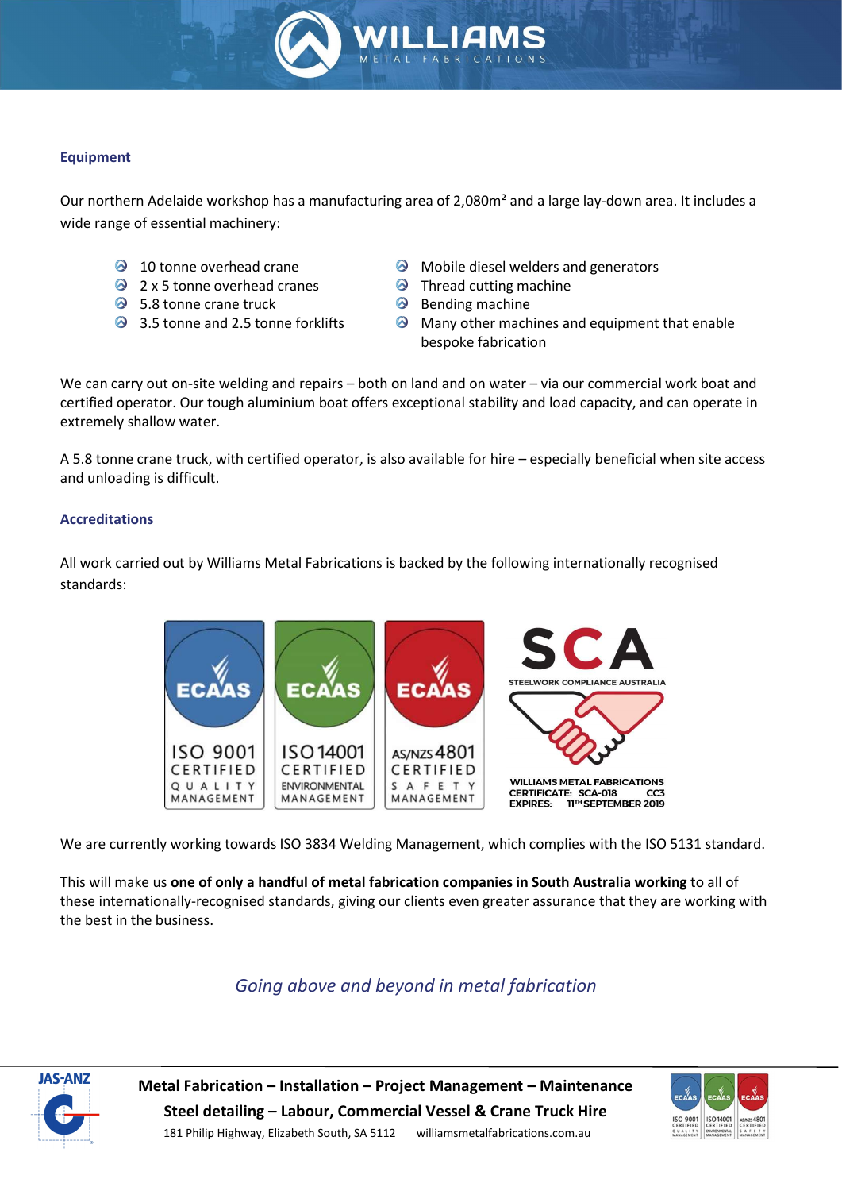### Equipment

Our northern Adelaide workshop has a manufacturing area of 2,080m² and a large lay-down area. It includes a wide range of essential machinery:

- 10 tonne overhead crane
- 2 x 5 tonne overhead cranes
- 5.8 tonne crane truck
- 3.5 tonne and 2.5 tonne forklifts
- Mobile diesel welders and generators
- Thread cutting machine
- Bending machine
- Many other machines and equipment that enable bespoke fabrication

We can carry out on-site welding and repairs – both on land and on water – via our commercial work boat and certified operator. Our tough aluminium boat offers exceptional stability and load capacity, and can operate in extremely shallow water.

A 5.8 tonne crane truck, with certified operator, is also available for hire – especially beneficial when site access and unloading is difficult.

### Accreditations

All work carried out by Williams Metal Fabrications is backed by the following internationally recognised standards:

ECAAS ISO 9001 CERTIFIED QUALITY MANAGEMENT

ECAAS ISO 14001 CERTIFIED ENVIRONMENTAL MANAGEMENT

ECAAS AS/NZS 4801 CERTIFIED SAFETY MANAGEMENT

SCA STEELWORK COMPLIANCE AUSTRALIA
WILLIAMS METAL FABRICATIONS
CERTIFICATE: SCA-018 CC3
EXPIRES: 11TH SEPTEMBER 2019

We are currently working towards ISO 3834 Welding Management, which complies with the ISO 5131 standard.

This will make us **one of only a handful of metal fabrication companies in South Australia working** to all of these internationally-recognised standards, giving our clients even greater assurance that they are working with the best in the business.

*Going above and beyond in metal fabrication*

**Metal Fabrication – Installation – Project Management – Maintenance**

**Steel detailing – Labour, Commercial Vessel & Crane Truck Hire**

181 Philip Highway, Elizabeth South, SA 5112 williamsmetalfabrications.com.au